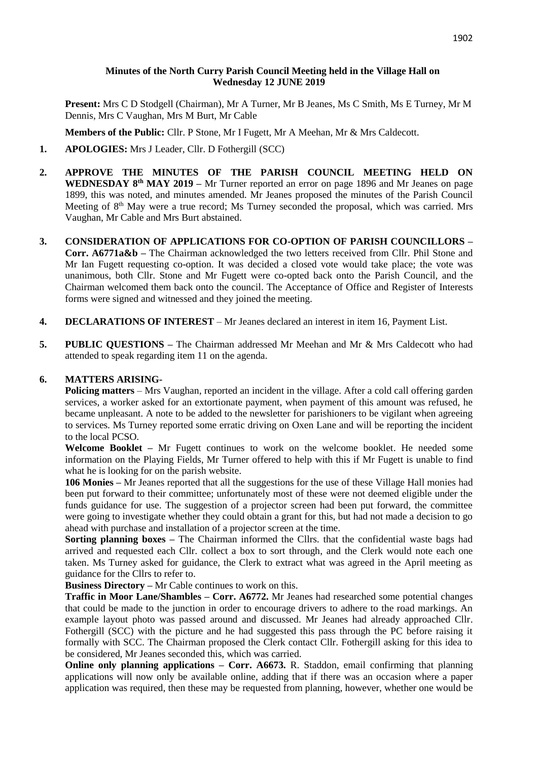**Minutes of the North Curry Parish Council Meeting held in the Village Hall on Wednesday 12 JUNE 2019**

**Present:** Mrs C D Stodgell (Chairman), Mr A Turner, Mr B Jeanes, Ms C Smith, Ms E Turney, Mr M Dennis, Mrs C Vaughan, Mrs M Burt, Mr Cable

**Members of the Public:** Cllr. P Stone, Mr I Fugett, Mr A Meehan, Mr & Mrs Caldecott.

1. **APOLOGIES:** Mrs J Leader, Cllr. D Fothergill (SCC)

2. **APPROVE THE MINUTES OF THE PARISH COUNCIL MEETING HELD ON WEDNESDAY 8th MAY 2019 –** Mr Turner reported an error on page 1896 and Mr Jeanes on page 1899, this was noted, and minutes amended. Mr Jeanes proposed the minutes of the Parish Council Meeting of 8th May were a true record; Ms Turney seconded the proposal, which was carried. Mrs Vaughan, Mr Cable and Mrs Burt abstained.

3. **CONSIDERATION OF APPLICATIONS FOR CO-OPTION OF PARISH COUNCILLORS – Corr. A6771a&b –** The Chairman acknowledged the two letters received from Cllr. Phil Stone and Mr Ian Fugett requesting co-option. It was decided a closed vote would take place; the vote was unanimous, both Cllr. Stone and Mr Fugett were co-opted back onto the Parish Council, and the Chairman welcomed them back onto the council. The Acceptance of Office and Register of Interests forms were signed and witnessed and they joined the meeting.

4. **DECLARATIONS OF INTEREST** – Mr Jeanes declared an interest in item 16, Payment List.

5. **PUBLIC QUESTIONS –** The Chairman addressed Mr Meehan and Mr & Mrs Caldecott who had attended to speak regarding item 11 on the agenda.

6. **MATTERS ARISING-**

   **Policing matters** – Mrs Vaughan, reported an incident in the village. After a cold call offering garden services, a worker asked for an extortionate payment, when payment of this amount was refused, he became unpleasant. A note to be added to the newsletter for parishioners to be vigilant when agreeing to services. Ms Turney reported some erratic driving on Oxen Lane and will be reporting the incident to the local PCSO.

   **Welcome Booklet –** Mr Fugett continues to work on the welcome booklet. He needed some information on the Playing Fields, Mr Turner offered to help with this if Mr Fugett is unable to find what he is looking for on the parish website.

   **106 Monies –** Mr Jeanes reported that all the suggestions for the use of these Village Hall monies had been put forward to their committee; unfortunately most of these were not deemed eligible under the funds guidance for use. The suggestion of a projector screen had been put forward, the committee were going to investigate whether they could obtain a grant for this, but had not made a decision to go ahead with purchase and installation of a projector screen at the time.

   **Sorting planning boxes –** The Chairman informed the Cllrs. that the confidential waste bags had arrived and requested each Cllr. collect a box to sort through, and the Clerk would note each one taken. Ms Turney asked for guidance, the Clerk to extract what was agreed in the April meeting as guidance for the Cllrs to refer to.

   **Business Directory –** Mr Cable continues to work on this.

   **Traffic in Moor Lane/Shambles – Corr. A6772.** Mr Jeanes had researched some potential changes that could be made to the junction in order to encourage drivers to adhere to the road markings. An example layout photo was passed around and discussed. Mr Jeanes had already approached Cllr. Fothergill (SCC) with the picture and he had suggested this pass through the PC before raising it formally with SCC. The Chairman proposed the Clerk contact Cllr. Fothergill asking for this idea to be considered, Mr Jeanes seconded this, which was carried.

   **Online only planning applications – Corr. A6673.** R. Staddon, email confirming that planning applications will now only be available online, adding that if there was an occasion where a paper application was required, then these may be requested from planning, however, whether one would be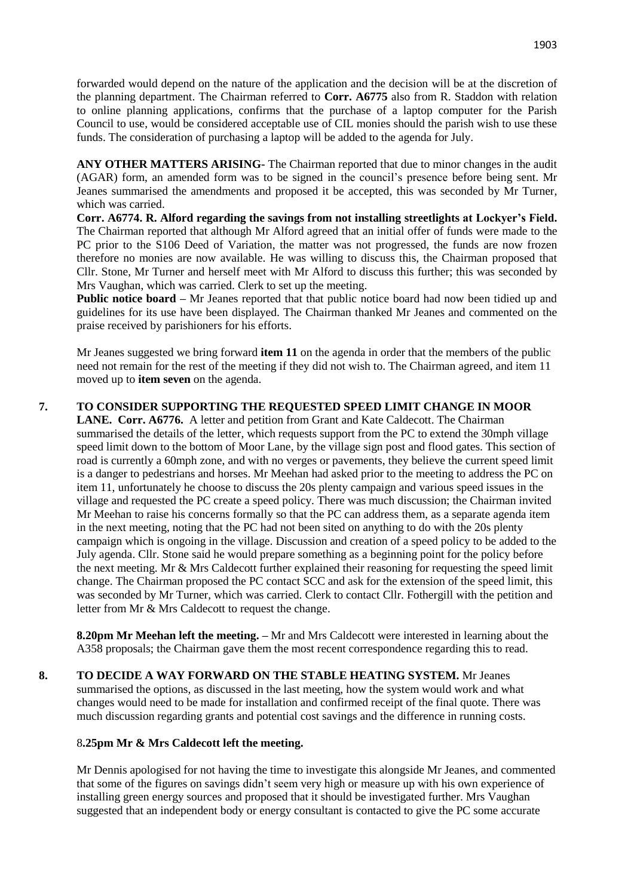forwarded would depend on the nature of the application and the decision will be at the discretion of the planning department. The Chairman referred to **Corr. A6775** also from R. Staddon with relation to online planning applications, confirms that the purchase of a laptop computer for the Parish Council to use, would be considered acceptable use of CIL monies should the parish wish to use these funds. The consideration of purchasing a laptop will be added to the agenda for July.

**ANY OTHER MATTERS ARISING-** The Chairman reported that due to minor changes in the audit (AGAR) form, an amended form was to be signed in the council's presence before being sent. Mr Jeanes summarised the amendments and proposed it be accepted, this was seconded by Mr Turner, which was carried.

**Corr. A6774. R. Alford regarding the savings from not installing streetlights at Lockyer's Field.** The Chairman reported that although Mr Alford agreed that an initial offer of funds were made to the PC prior to the S106 Deed of Variation, the matter was not progressed, the funds are now frozen therefore no monies are now available. He was willing to discuss this, the Chairman proposed that Cllr. Stone, Mr Turner and herself meet with Mr Alford to discuss this further; this was seconded by Mrs Vaughan, which was carried. Clerk to set up the meeting.

**Public notice board –** Mr Jeanes reported that that public notice board had now been tidied up and guidelines for its use have been displayed. The Chairman thanked Mr Jeanes and commented on the praise received by parishioners for his efforts.

Mr Jeanes suggested we bring forward **item 11** on the agenda in order that the members of the public need not remain for the rest of the meeting if they did not wish to. The Chairman agreed, and item 11 moved up to **item seven** on the agenda.

**7. TO CONSIDER SUPPORTING THE REQUESTED SPEED LIMIT CHANGE IN MOOR LANE. Corr. A6776.** A letter and petition from Grant and Kate Caldecott. The Chairman summarised the details of the letter, which requests support from the PC to extend the 30mph village speed limit down to the bottom of Moor Lane, by the village sign post and flood gates. This section of road is currently a 60mph zone, and with no verges or pavements, they believe the current speed limit is a danger to pedestrians and horses. Mr Meehan had asked prior to the meeting to address the PC on item 11, unfortunately he choose to discuss the 20s plenty campaign and various speed issues in the village and requested the PC create a speed policy. There was much discussion; the Chairman invited Mr Meehan to raise his concerns formally so that the PC can address them, as a separate agenda item in the next meeting, noting that the PC had not been sited on anything to do with the 20s plenty campaign which is ongoing in the village. Discussion and creation of a speed policy to be added to the July agenda. Cllr. Stone said he would prepare something as a beginning point for the policy before the next meeting. Mr & Mrs Caldecott further explained their reasoning for requesting the speed limit change. The Chairman proposed the PC contact SCC and ask for the extension of the speed limit, this was seconded by Mr Turner, which was carried. Clerk to contact Cllr. Fothergill with the petition and letter from Mr & Mrs Caldecott to request the change.

**8.20pm Mr Meehan left the meeting. –** Mr and Mrs Caldecott were interested in learning about the A358 proposals; the Chairman gave them the most recent correspondence regarding this to read.

**8. TO DECIDE A WAY FORWARD ON THE STABLE HEATING SYSTEM.** Mr Jeanes summarised the options, as discussed in the last meeting, how the system would work and what changes would need to be made for installation and confirmed receipt of the final quote. There was much discussion regarding grants and potential cost savings and the difference in running costs.

**8.25pm Mr & Mrs Caldecott left the meeting.**

Mr Dennis apologised for not having the time to investigate this alongside Mr Jeanes, and commented that some of the figures on savings didn't seem very high or measure up with his own experience of installing green energy sources and proposed that it should be investigated further. Mrs Vaughan suggested that an independent body or energy consultant is contacted to give the PC some accurate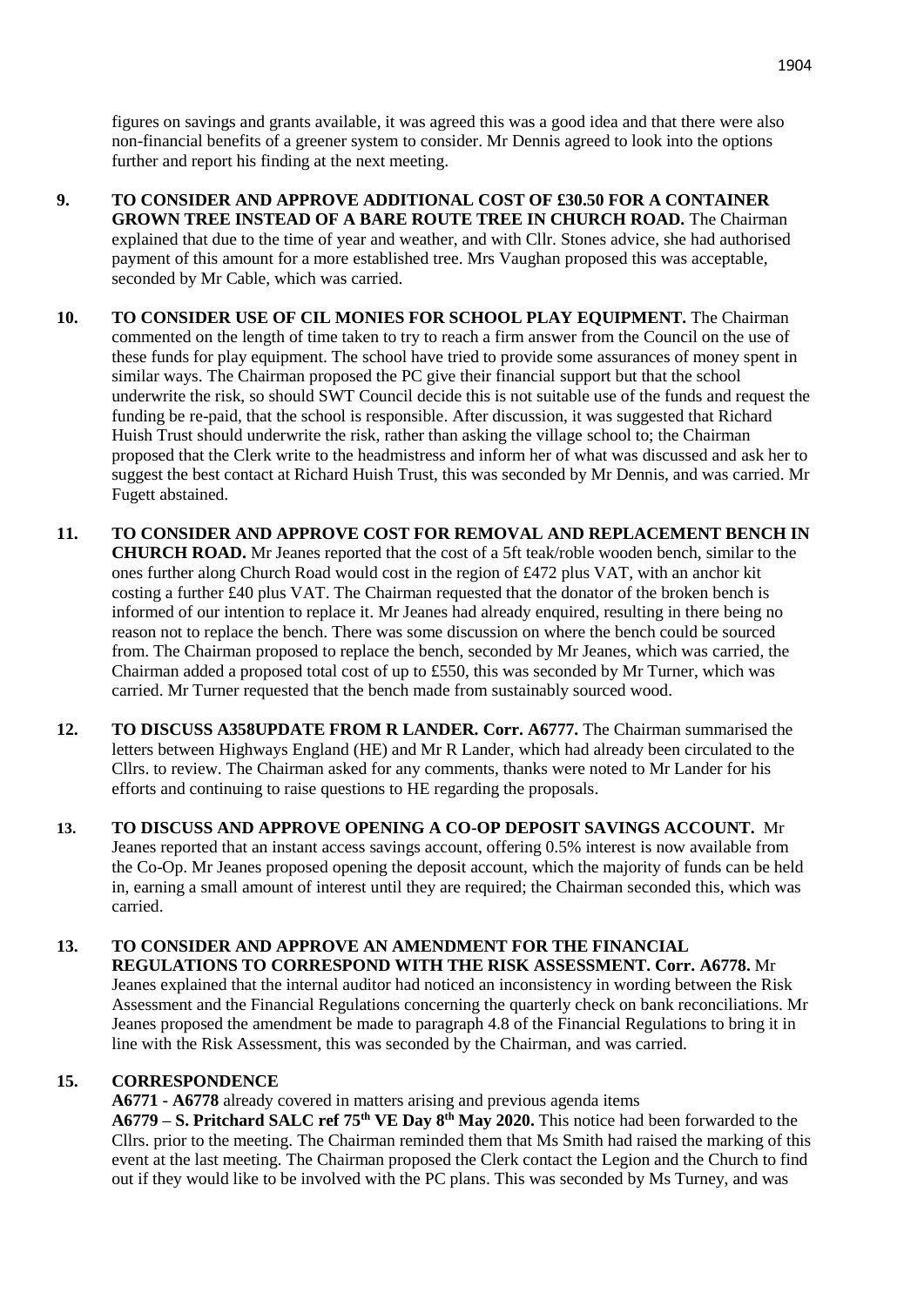figures on savings and grants available, it was agreed this was a good idea and that there were also non-financial benefits of a greener system to consider. Mr Dennis agreed to look into the options further and report his finding at the next meeting.

**9. TO CONSIDER AND APPROVE ADDITIONAL COST OF £30.50 FOR A CONTAINER GROWN TREE INSTEAD OF A BARE ROUTE TREE IN CHURCH ROAD.** The Chairman explained that due to the time of year and weather, and with Cllr. Stones advice, she had authorised payment of this amount for a more established tree. Mrs Vaughan proposed this was acceptable, seconded by Mr Cable, which was carried.

**10. TO CONSIDER USE OF CIL MONIES FOR SCHOOL PLAY EQUIPMENT.** The Chairman commented on the length of time taken to try to reach a firm answer from the Council on the use of these funds for play equipment. The school have tried to provide some assurances of money spent in similar ways. The Chairman proposed the PC give their financial support but that the school underwrite the risk, so should SWT Council decide this is not suitable use of the funds and request the funding be re-paid, that the school is responsible. After discussion, it was suggested that Richard Huish Trust should underwrite the risk, rather than asking the village school to; the Chairman proposed that the Clerk write to the headmistress and inform her of what was discussed and ask her to suggest the best contact at Richard Huish Trust, this was seconded by Mr Dennis, and was carried. Mr Fugett abstained.

**11. TO CONSIDER AND APPROVE COST FOR REMOVAL AND REPLACEMENT BENCH IN CHURCH ROAD.** Mr Jeanes reported that the cost of a 5ft teak/roble wooden bench, similar to the ones further along Church Road would cost in the region of £472 plus VAT, with an anchor kit costing a further £40 plus VAT. The Chairman requested that the donator of the broken bench is informed of our intention to replace it. Mr Jeanes had already enquired, resulting in there being no reason not to replace the bench. There was some discussion on where the bench could be sourced from. The Chairman proposed to replace the bench, seconded by Mr Jeanes, which was carried, the Chairman added a proposed total cost of up to £550, this was seconded by Mr Turner, which was carried. Mr Turner requested that the bench made from sustainably sourced wood.

**12. TO DISCUSS A358UPDATE FROM R LANDER. Corr. A6777.** The Chairman summarised the letters between Highways England (HE) and Mr R Lander, which had already been circulated to the Cllrs. to review. The Chairman asked for any comments, thanks were noted to Mr Lander for his efforts and continuing to raise questions to HE regarding the proposals.

**13. TO DISCUSS AND APPROVE OPENING A CO-OP DEPOSIT SAVINGS ACCOUNT.** Mr Jeanes reported that an instant access savings account, offering 0.5% interest is now available from the Co-Op. Mr Jeanes proposed opening the deposit account, which the majority of funds can be held in, earning a small amount of interest until they are required; the Chairman seconded this, which was carried.

**13. TO CONSIDER AND APPROVE AN AMENDMENT FOR THE FINANCIAL REGULATIONS TO CORRESPOND WITH THE RISK ASSESSMENT. Corr. A6778.** Mr Jeanes explained that the internal auditor had noticed an inconsistency in wording between the Risk Assessment and the Financial Regulations concerning the quarterly check on bank reconciliations. Mr Jeanes proposed the amendment be made to paragraph 4.8 of the Financial Regulations to bring it in line with the Risk Assessment, this was seconded by the Chairman, and was carried.

**15. CORRESPONDENCE**

**A6771 - A6778** already covered in matters arising and previous agenda items

**A6779 – S. Pritchard SALC ref 75th VE Day 8th May 2020.** This notice had been forwarded to the Cllrs. prior to the meeting. The Chairman reminded them that Ms Smith had raised the marking of this event at the last meeting. The Chairman proposed the Clerk contact the Legion and the Church to find out if they would like to be involved with the PC plans. This was seconded by Ms Turney, and was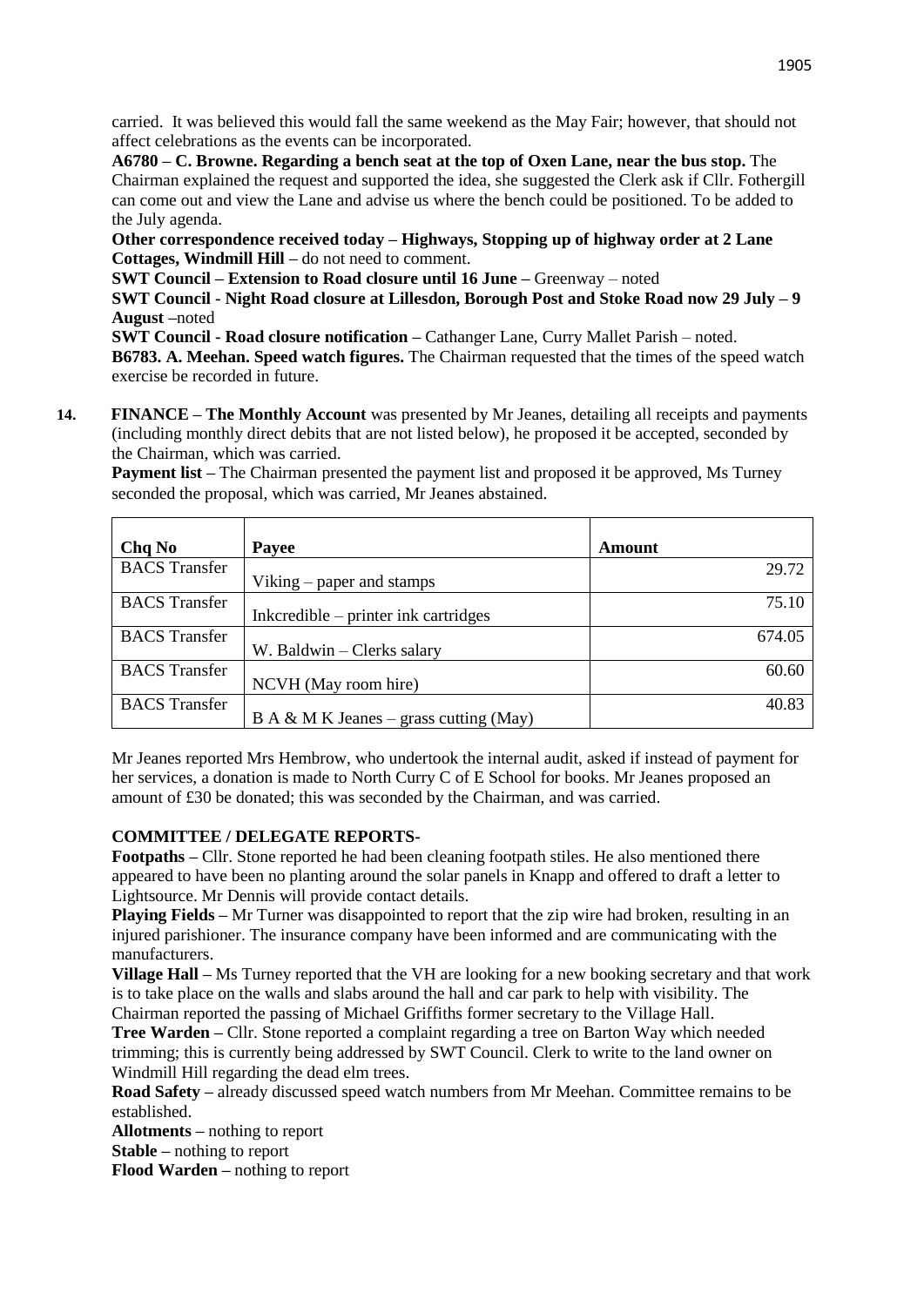carried. It was believed this would fall the same weekend as the May Fair; however, that should not affect celebrations as the events can be incorporated.

**A6780 – C. Browne. Regarding a bench seat at the top of Oxen Lane, near the bus stop.** The Chairman explained the request and supported the idea, she suggested the Clerk ask if Cllr. Fothergill can come out and view the Lane and advise us where the bench could be positioned. To be added to the July agenda.

**Other correspondence received today – Highways, Stopping up of highway order at 2 Lane Cottages, Windmill Hill –** do not need to comment.

**SWT Council – Extension to Road closure until 16 June –** Greenway – noted

**SWT Council - Night Road closure at Lillesdon, Borough Post and Stoke Road now 29 July – 9 August** –noted

**SWT Council - Road closure notification –** Cathanger Lane, Curry Mallet Parish – noted.

**B6783. A. Meehan. Speed watch figures.** The Chairman requested that the times of the speed watch exercise be recorded in future.

**14. FINANCE – The Monthly Account** was presented by Mr Jeanes, detailing all receipts and payments (including monthly direct debits that are not listed below), he proposed it be accepted, seconded by the Chairman, which was carried.

**Payment list –** The Chairman presented the payment list and proposed it be approved, Ms Turney seconded the proposal, which was carried, Mr Jeanes abstained.

| Chq No | Payee | Amount |
|---|---|---|
| BACS Transfer | Viking – paper and stamps | 29.72 |
| BACS Transfer | Inkcredible – printer ink cartridges | 75.10 |
| BACS Transfer | W. Baldwin – Clerks salary | 674.05 |
| BACS Transfer | NCVH (May room hire) | 60.60 |
| BACS Transfer | B A & M K Jeanes – grass cutting (May) | 40.83 |

Mr Jeanes reported Mrs Hembrow, who undertook the internal audit, asked if instead of payment for her services, a donation is made to North Curry C of E School for books. Mr Jeanes proposed an amount of £30 be donated; this was seconded by the Chairman, and was carried.

**COMMITTEE / DELEGATE REPORTS-**

**Footpaths –** Cllr. Stone reported he had been cleaning footpath stiles. He also mentioned there appeared to have been no planting around the solar panels in Knapp and offered to draft a letter to Lightsource. Mr Dennis will provide contact details.

**Playing Fields –** Mr Turner was disappointed to report that the zip wire had broken, resulting in an injured parishioner. The insurance company have been informed and are communicating with the manufacturers.

**Village Hall –** Ms Turney reported that the VH are looking for a new booking secretary and that work is to take place on the walls and slabs around the hall and car park to help with visibility. The Chairman reported the passing of Michael Griffiths former secretary to the Village Hall.

**Tree Warden –** Cllr. Stone reported a complaint regarding a tree on Barton Way which needed trimming; this is currently being addressed by SWT Council. Clerk to write to the land owner on Windmill Hill regarding the dead elm trees.

**Road Safety –** already discussed speed watch numbers from Mr Meehan. Committee remains to be established.

**Allotments –** nothing to report

**Stable –** nothing to report

**Flood Warden –** nothing to report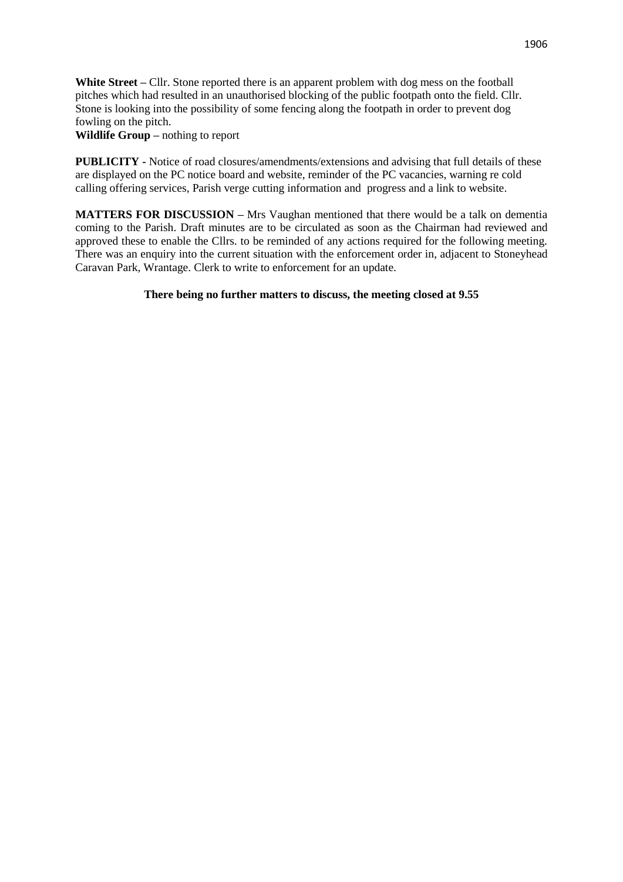**White Street –** Cllr. Stone reported there is an apparent problem with dog mess on the football pitches which had resulted in an unauthorised blocking of the public footpath onto the field. Cllr. Stone is looking into the possibility of some fencing along the footpath in order to prevent dog fowling on the pitch.

**Wildlife Group –** nothing to report

**PUBLICITY -** Notice of road closures/amendments/extensions and advising that full details of these are displayed on the PC notice board and website, reminder of the PC vacancies, warning re cold calling offering services, Parish verge cutting information and progress and a link to website.

**MATTERS FOR DISCUSSION –** Mrs Vaughan mentioned that there would be a talk on dementia coming to the Parish. Draft minutes are to be circulated as soon as the Chairman had reviewed and approved these to enable the Cllrs. to be reminded of any actions required for the following meeting. There was an enquiry into the current situation with the enforcement order in, adjacent to Stoneyhead Caravan Park, Wrantage. Clerk to write to enforcement for an update.

**There being no further matters to discuss, the meeting closed at 9.55**